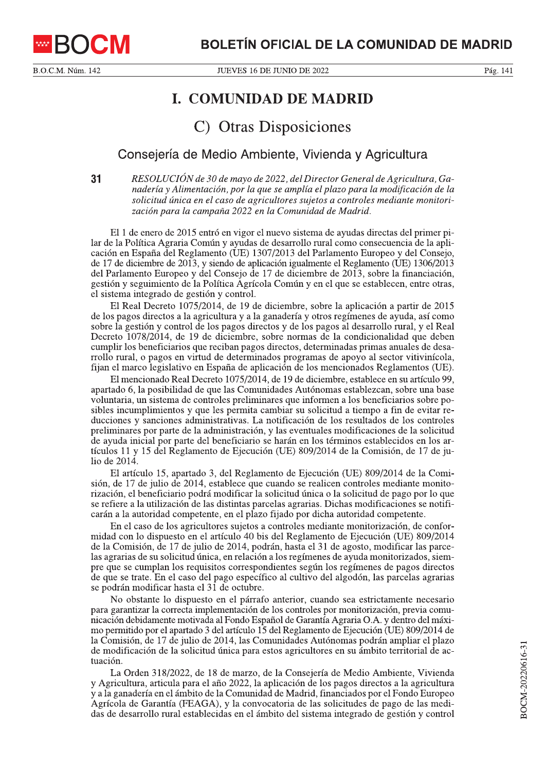# I. COMUNIDAD DE MADRID

## C) Otras Disposiciones

### Consejería de Medio Ambiente, Vivienda y Agricultura

**31** *RESOLUCIÓN de 30 de mayo de 2022, del Director General de Agricultura, Ganadería y Alimentación, por la que se amplía el plazo para la modificación de la solicitud única en el caso de agricultores sujetos a controles mediante monitorización para la campaña 2022 en la Comunidad de Madrid.*

El 1 de enero de 2015 entró en vigor el nuevo sistema de ayudas directas del primer pilar de la Política Agraria Común y ayudas de desarrollo rural como consecuencia de la aplicación en España del Reglamento (UE) 1307/2013 del Parlamento Europeo y del Consejo, de 17 de diciembre de 2013, y siendo de aplicación igualmente el Reglamento (UE) 1306/2013 del Parlamento Europeo y del Consejo de 17 de diciembre de 2013, sobre la financiación, gestión y seguimiento de la Política Agrícola Común y en el que se establecen, entre otras, el sistema integrado de gestión y control.

El Real Decreto 1075/2014, de 19 de diciembre, sobre la aplicación a partir de 2015 de los pagos directos a la agricultura y a la ganadería y otros regímenes de ayuda, así como sobre la gestión y control de los pagos directos y de los pagos al desarrollo rural, y el Real Decreto 1078/2014, de 19 de diciembre, sobre normas de la condicionalidad que deben cumplir los beneficiarios que reciban pagos directos, determinadas primas anuales de desarrollo rural, o pagos en virtud de determinados programas de apoyo al sector vitivinícola, fijan el marco legislativo en España de aplicación de los mencionados Reglamentos (UE).

El mencionado Real Decreto 1075/2014, de 19 de diciembre, establece en su artículo 99, apartado 6, la posibilidad de que las Comunidades Autónomas establezcan, sobre una base voluntaria, un sistema de controles preliminares que informen a los beneficiarios sobre posibles incumplimientos y que les permita cambiar su solicitud a tiempo a fin de evitar reducciones y sanciones administrativas. La notificación de los resultados de los controles preliminares por parte de la administración, y las eventuales modificaciones de la solicitud de ayuda inicial por parte del beneficiario se harán en los términos establecidos en los artículos 11 y 15 del Reglamento de Ejecución (UE) 809/2014 de la Comisión, de 17 de julio de 2014.

El artículo 15, apartado 3, del Reglamento de Ejecución (UE) 809/2014 de la Comisión, de 17 de julio de 2014, establece que cuando se realicen controles mediante monitorización, el beneficiario podrá modificar la solicitud única o la solicitud de pago por lo que se refiere a la utilización de las distintas parcelas agrarias. Dichas modificaciones se notificarán a la autoridad competente, en el plazo fijado por dicha autoridad competente.

En el caso de los agricultores sujetos a controles mediante monitorización, de conformidad con lo dispuesto en el artículo 40 bis del Reglamento de Ejecución (UE) 809/2014 de la Comisión, de 17 de julio de 2014, podrán, hasta el 31 de agosto, modificar las parcelas agrarias de su solicitud única, en relación a los regímenes de ayuda monitorizados, siempre que se cumplan los requisitos correspondientes según los regímenes de pagos directos de que se trate. En el caso del pago específico al cultivo del algodón, las parcelas agrarias se podrán modificar hasta el 31 de octubre.

No obstante lo dispuesto en el párrafo anterior, cuando sea estrictamente necesario para garantizar la correcta implementación de los controles por monitorización, previa comunicación debidamente motivada al Fondo Español de Garantía Agraria O.A. y dentro del máximo permitido por el apartado 3 del artículo 15 del Reglamento de Ejecución (UE) 809/2014 de la Comisión, de 17 de julio de 2014, las Comunidades Autónomas podrán ampliar el plazo de modificación de la solicitud única para estos agricultores en su ámbito territorial de actuación.

La Orden 318/2022, de 18 de marzo, de la Consejería de Medio Ambiente, Vivienda y Agricultura, articula para el año 2022, la aplicación de los pagos directos a la agricultura y a la ganadería en el ámbito de la Comunidad de Madrid, financiados por el Fondo Europeo Agrícola de Garantía (FEAGA), y la convocatoria de las solicitudes de pago de las medidas de desarrollo rural establecidas en el ámbito del sistema integrado de gestión y control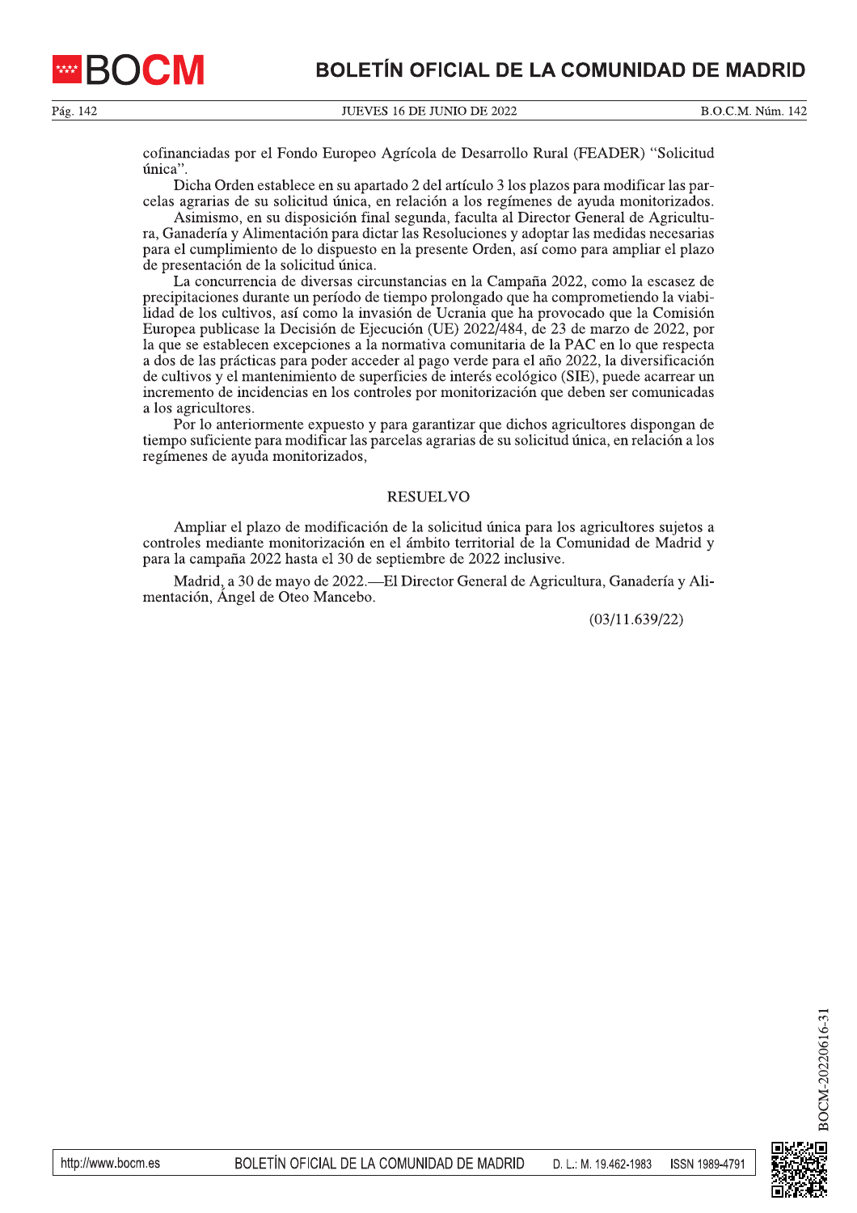cofinanciadas por el Fondo Europeo Agrícola de Desarrollo Rural (FEADER) "Solicitud única".

Dicha Orden establece en su apartado 2 del artículo 3 los plazos para modificar las parcelas agrarias de su solicitud única, en relación a los regímenes de ayuda monitorizados.

Asimismo, en su disposición final segunda, faculta al Director General de Agricultura, Ganadería y Alimentación para dictar las Resoluciones y adoptar las medidas necesarias para el cumplimiento de lo dispuesto en la presente Orden, así como para ampliar el plazo de presentación de la solicitud única.

La concurrencia de diversas circunstancias en la Campaña 2022, como la escasez de precipitaciones durante un período de tiempo prolongado que ha comprometiendo la viabilidad de los cultivos, así como la invasión de Ucrania que ha provocado que la Comisión Europea publicase la Decisión de Ejecución (UE) 2022/484, de 23 de marzo de 2022, por la que se establecen excepciones a la normativa comunitaria de la PAC en lo que respecta a dos de las prácticas para poder acceder al pago verde para el año 2022, la diversificación de cultivos y el mantenimiento de superficies de interés ecológico (SIE), puede acarrear un incremento de incidencias en los controles por monitorización que deben ser comunicadas a los agricultores.

Por lo anteriormente expuesto y para garantizar que dichos agricultores dispongan de tiempo suficiente para modificar las parcelas agrarias de su solicitud única, en relación a los regímenes de ayuda monitorizados,

RESUELVO

Ampliar el plazo de modificación de la solicitud única para los agricultores sujetos a controles mediante monitorización en el ámbito territorial de la Comunidad de Madrid y para la campaña 2022 hasta el 30 de septiembre de 2022 inclusive.

Madrid, a 30 de mayo de 2022.—El Director General de Agricultura, Ganadería y Alimentación, Ángel de Oteo Mancebo.

(03/11.639/22)